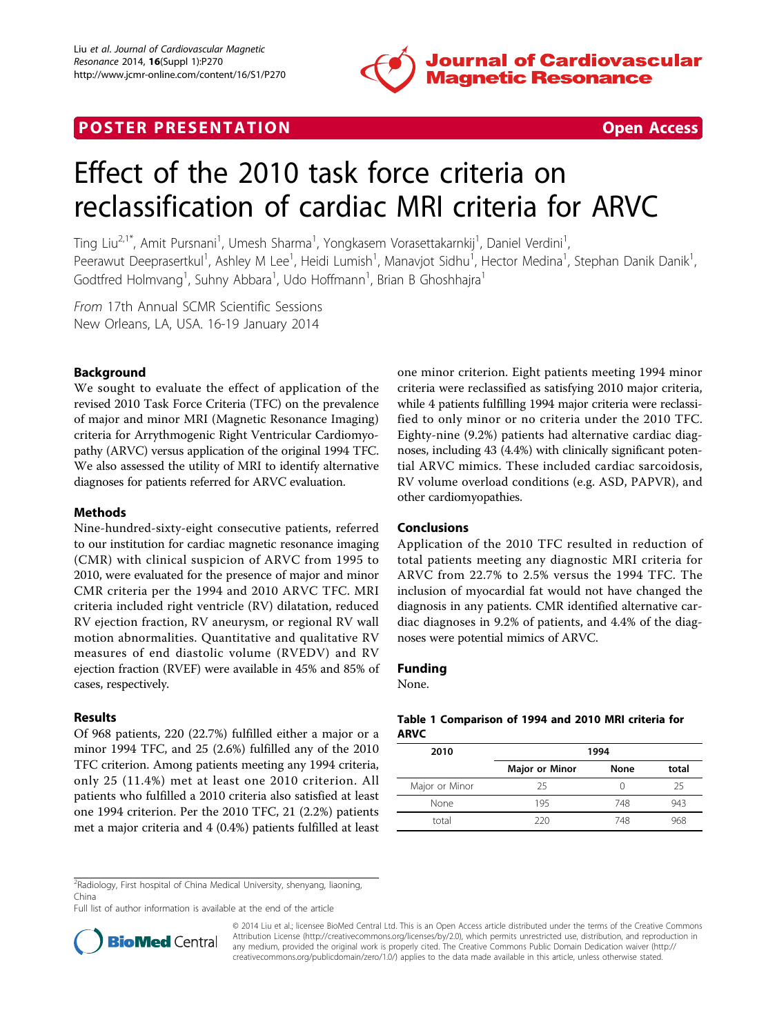POSTER PRESENTATION Open Access

# Effect of the 2010 task force criteria on reclassification of cardiac MRI criteria for ARVC

Ting Liu[2,1*], Amit Pursnani[1], Umesh Sharma[1], Yongkasem Vorasettakarnkij[1], Daniel Verdini[1], Peerawut Deeprasertkul[1], Ashley M Lee[1], Heidi Lumish[1], Manavjot Sidhu[1], Hector Medina[1], Stephan Danik Danik[1], Godtfred Holmvang[1], Suhny Abbara[1], Udo Hoffmann[1], Brian B Ghoshhajra[1]

*From* 17th Annual SCMR Scientific Sessions
New Orleans, LA, USA. 16-19 January 2014

## Background

We sought to evaluate the effect of application of the revised 2010 Task Force Criteria (TFC) on the prevalence of major and minor MRI (Magnetic Resonance Imaging) criteria for Arrythmogenic Right Ventricular Cardiomyopathy (ARVC) versus application of the original 1994 TFC. We also assessed the utility of MRI to identify alternative diagnoses for patients referred for ARVC evaluation.

## Methods

Nine-hundred-sixty-eight consecutive patients, referred to our institution for cardiac magnetic resonance imaging (CMR) with clinical suspicion of ARVC from 1995 to 2010, were evaluated for the presence of major and minor CMR criteria per the 1994 and 2010 ARVC TFC. MRI criteria included right ventricle (RV) dilatation, reduced RV ejection fraction, RV aneurysm, or regional RV wall motion abnormalities. Quantitative and qualitative RV measures of end diastolic volume (RVEDV) and RV ejection fraction (RVEF) were available in 45% and 85% of cases, respectively.

## Results

Of 968 patients, 220 (22.7%) fulfilled either a major or a minor 1994 TFC, and 25 (2.6%) fulfilled any of the 2010 TFC criterion. Among patients meeting any 1994 criteria, only 25 (11.4%) met at least one 2010 criterion. All patients who fulfilled a 2010 criteria also satisfied at least one 1994 criterion. Per the 2010 TFC, 21 (2.2%) patients met a major criteria and 4 (0.4%) patients fulfilled at least one minor criterion. Eight patients meeting 1994 minor criteria were reclassified as satisfying 2010 major criteria, while 4 patients fulfilling 1994 major criteria were reclassified to only minor or no criteria under the 2010 TFC. Eighty-nine (9.2%) patients had alternative cardiac diagnoses, including 43 (4.4%) with clinically significant potential ARVC mimics. These included cardiac sarcoidosis, RV volume overload conditions (e.g. ASD, PAPVR), and other cardiomyopathies.

## Conclusions

Application of the 2010 TFC resulted in reduction of total patients meeting any diagnostic MRI criteria for ARVC from 22.7% to 2.5% versus the 1994 TFC. The inclusion of myocardial fat would not have changed the diagnosis in any patients. CMR identified alternative cardiac diagnoses in 9.2% of patients, and 4.4% of the diagnoses were potential mimics of ARVC.

## Funding

None.

**Table 1 Comparison of 1994 and 2010 MRI criteria for ARVC**

| 2010 | 1994 | | |
|---|---|---|---|
| | **Major or Minor** | **None** | **total** |
| Major or Minor | 25 | 0 | 25 |
| None | 195 | 748 | 943 |
| total | 220 | 748 | 968 |

[2]Radiology, First hospital of China Medical University, shenyang, liaoning, China
Full list of author information is available at the end of the article

© 2014 Liu et al.; licensee BioMed Central Ltd. This is an Open Access article distributed under the terms of the Creative Commons Attribution License (http://creativecommons.org/licenses/by/2.0), which permits unrestricted use, distribution, and reproduction in any medium, provided the original work is properly cited. The Creative Commons Public Domain Dedication waiver (http://creativecommons.org/publicdomain/zero/1.0/) applies to the data made available in this article, unless otherwise stated.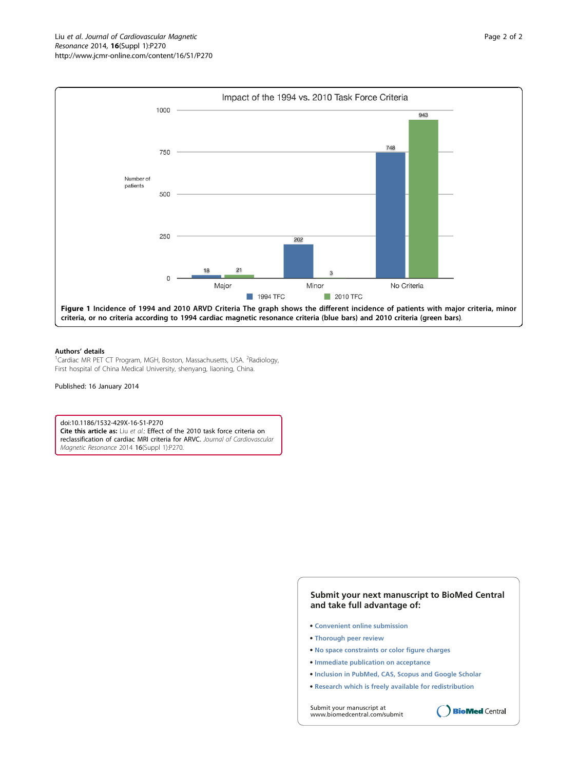Impact of the 1994 vs. 2010 Task Force Criteria

Number of patients

1000

750

500

250

0

18

21

202

3

748

943

Major

Minor

No Criteria

1994 TFC

2010 TFC

**Figure 1 Incidence of 1994 and 2010 ARVD Criteria The graph shows the different incidence of patients with major criteria, minor criteria, or no criteria according to 1994 cardiac magnetic resonance criteria (blue bars) and 2010 criteria (green bars)**.

**Authors' details**

[1]Cardiac MR PET CT Program, MGH, Boston, Massachusetts, USA. [2]Radiology, First hospital of China Medical University, shenyang, liaoning, China.

Published: 16 January 2014

doi:10.1186/1532-429X-16-S1-P270

**Cite this article as:** Liu *et al.*: Effect of the 2010 task force criteria on reclassification of cardiac MRI criteria for ARVC. *Journal of Cardiovascular Magnetic Resonance* 2014 **16**(Suppl 1):P270.

**Submit your next manuscript to BioMed Central and take full advantage of:**

- Convenient online submission
- Thorough peer review
- No space constraints or color figure charges
- Immediate publication on acceptance
- Inclusion in PubMed, CAS, Scopus and Google Scholar
- Research which is freely available for redistribution

Submit your manuscript at www.biomedcentral.com/submit

BioMed Central